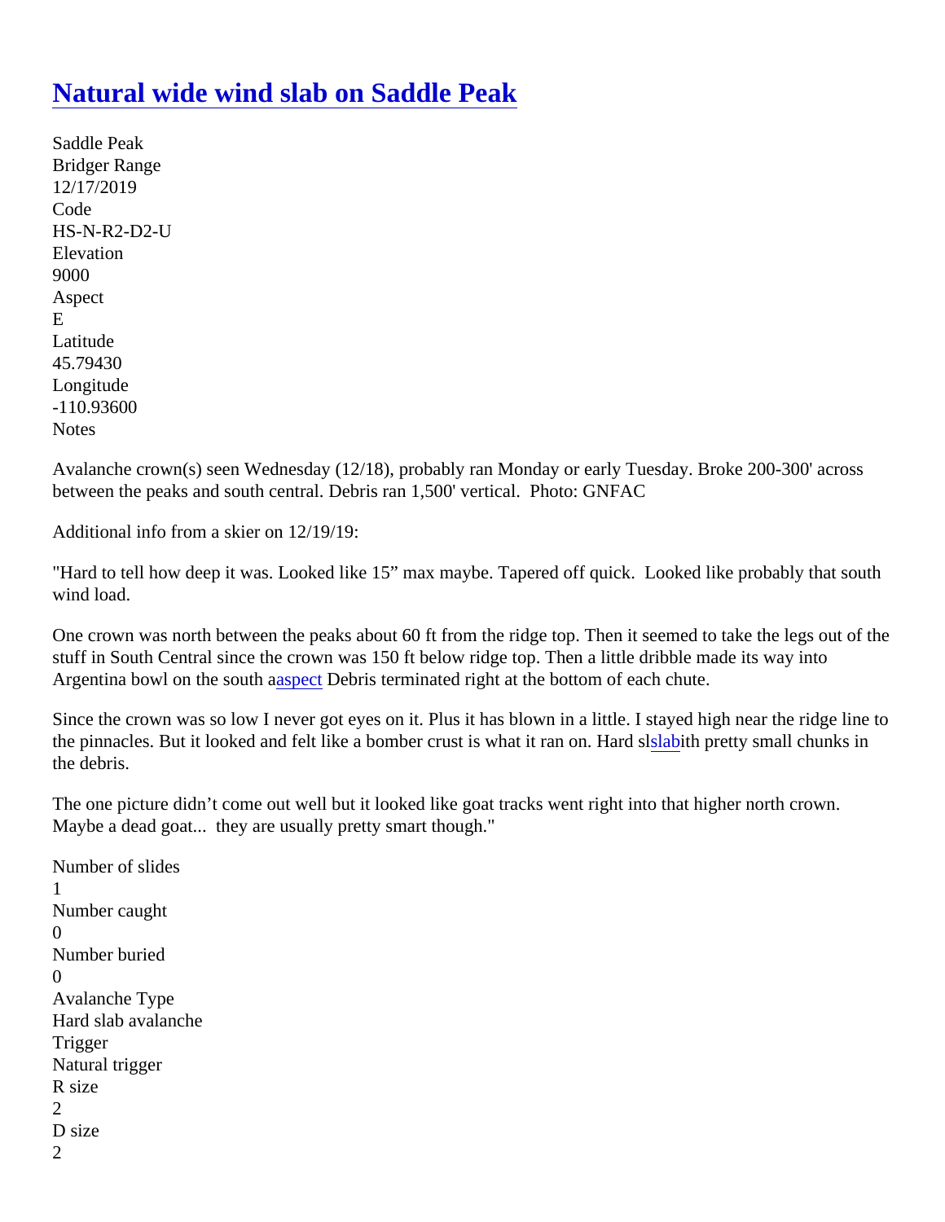# Natural wide wind slab on Saddle Peak

Saddle Peak
Bridger Range
12/17/2019
Code
HS-N-R2-D2-U
Elevation
9000
Aspect
E
Latitude
45.79430
Longitude
-110.93600
Notes

Avalanche crown(s) seen Wednesday (12/18), probably ran Monday or early Tuesday. Broke 200-300' across between the peaks and south central. Debris ran 1,500' vertical. Photo: GNFAC

Additional info from a skier on 12/19/19:

"Hard to tell how deep it was. Looked like 15" max maybe. Tapered off quick. Looked like probably that south wind load.

One crown was north between the peaks about 60 ft from the ridge top. Then it seemed to take the legs out of the stuff in South Central since the crown was 150 ft below ridge top. Then a little dribble made its way into Argentina bowl on the south aaspect Debris terminated right at the bottom of each chute.

Since the crown was so low I never got eyes on it. Plus it has blown in a little. I stayed high near the ridge line to the pinnacles. But it looked and felt like a bomber crust is what it ran on. Hard slslabith pretty small chunks in the debris.

The one picture didn't come out well but it looked like goat tracks went right into that higher north crown. Maybe a dead goat... they are usually pretty smart though."

Number of slides
1
Number caught
0
Number buried
0
Avalanche Type
Hard slab avalanche
Trigger
Natural trigger
R size
2
D size
2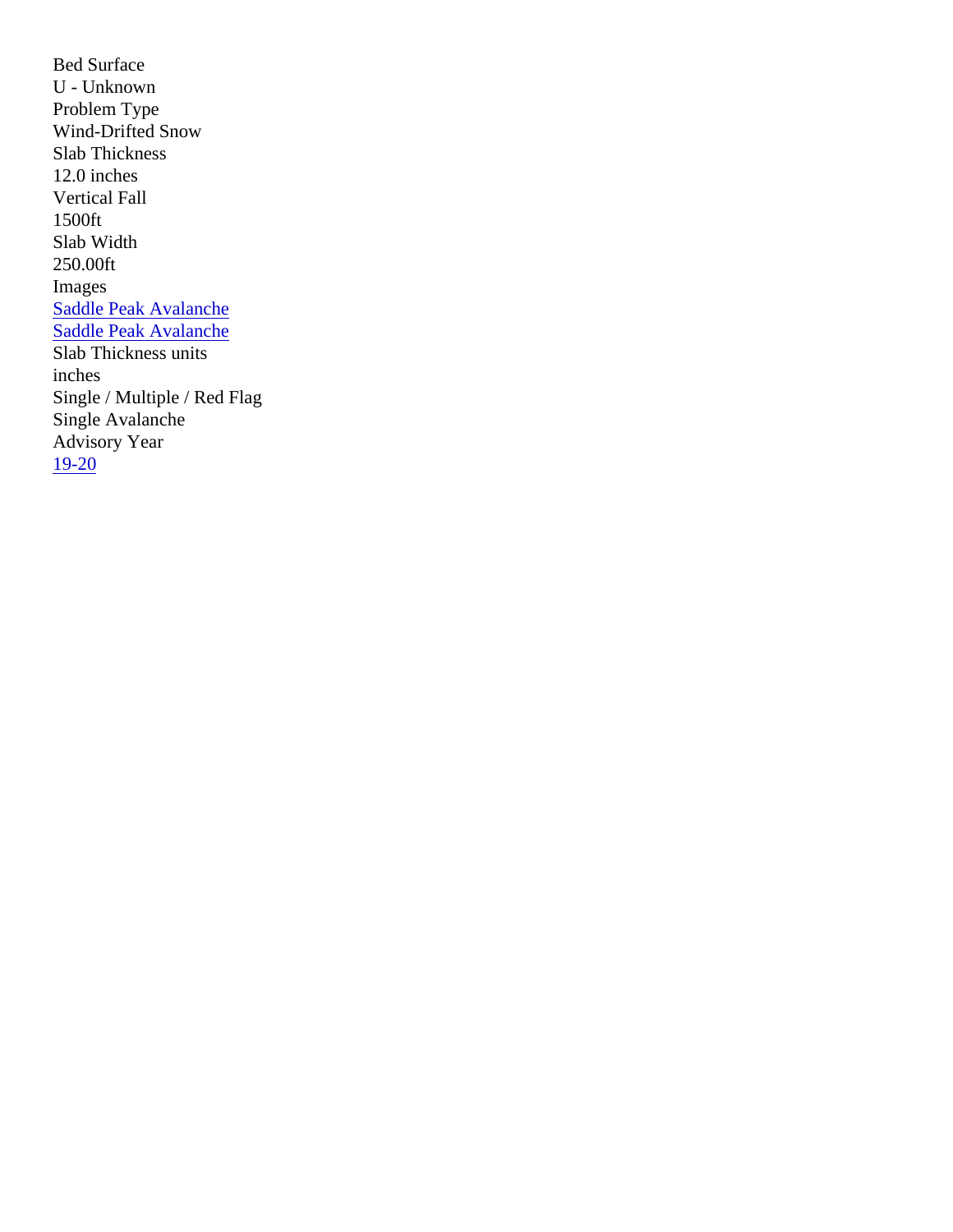Bed Surface
U - Unknown
Problem Type
Wind-Drifted Snow
Slab Thickness
12.0 inches
Vertical Fall
1500ft
Slab Width
250.00ft
Images
Saddle Peak Avalanche
Saddle Peak Avalanche
Slab Thickness units
inches
Single / Multiple / Red Flag
Single Avalanche
Advisory Year
19-20